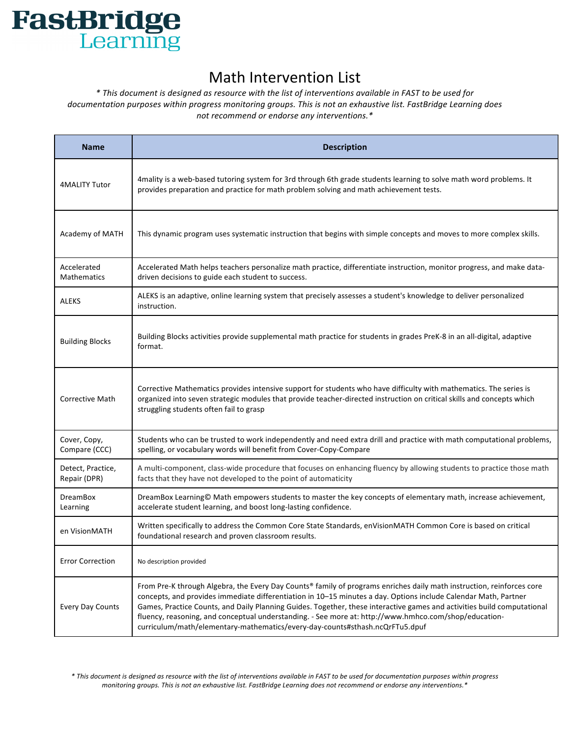# FastBridge Learning

## Math Intervention List

*\* This document is designed as resource with the list of interventions available in FAST to be used for documentation purposes within progress monitoring groups. This is not an exhaustive list. FastBridge Learning does not recommend or endorse any interventions.\**

| Name | Description |
|---|---|
| 4MALITY Tutor | 4mality is a web-based tutoring system for 3rd through 6th grade students learning to solve math word problems. It provides preparation and practice for math problem solving and math achievement tests. |
| Academy of MATH | This dynamic program uses systematic instruction that begins with simple concepts and moves to more complex skills. |
| Accelerated Mathematics | Accelerated Math helps teachers personalize math practice, differentiate instruction, monitor progress, and make data-driven decisions to guide each student to success. |
| ALEKS | ALEKS is an adaptive, online learning system that precisely assesses a student's knowledge to deliver personalized instruction. |
| Building Blocks | Building Blocks activities provide supplemental math practice for students in grades PreK-8 in an all-digital, adaptive format. |
| Corrective Math | Corrective Mathematics provides intensive support for students who have difficulty with mathematics. The series is organized into seven strategic modules that provide teacher-directed instruction on critical skills and concepts which struggling students often fail to grasp |
| Cover, Copy, Compare (CCC) | Students who can be trusted to work independently and need extra drill and practice with math computational problems, spelling, or vocabulary words will benefit from Cover-Copy-Compare |
| Detect, Practice, Repair (DPR) | A multi-component, class-wide procedure that focuses on enhancing fluency by allowing students to practice those math facts that they have not developed to the point of automaticity |
| DreamBox Learning | DreamBox Learning© Math empowers students to master the key concepts of elementary math, increase achievement, accelerate student learning, and boost long-lasting confidence. |
| en VisionMATH | Written specifically to address the Common Core State Standards, enVisionMATH Common Core is based on critical foundational research and proven classroom results. |
| Error Correction | No description provided |
| Every Day Counts | From Pre-K through Algebra, the Every Day Counts® family of programs enriches daily math instruction, reinforces core concepts, and provides immediate differentiation in 10–15 minutes a day. Options include Calendar Math, Partner Games, Practice Counts, and Daily Planning Guides. Together, these interactive games and activities build computational fluency, reasoning, and conceptual understanding. - See more at: http://www.hmhco.com/shop/education-curriculum/math/elementary-mathematics/every-day-counts#sthash.ncQrFTu5.dpuf |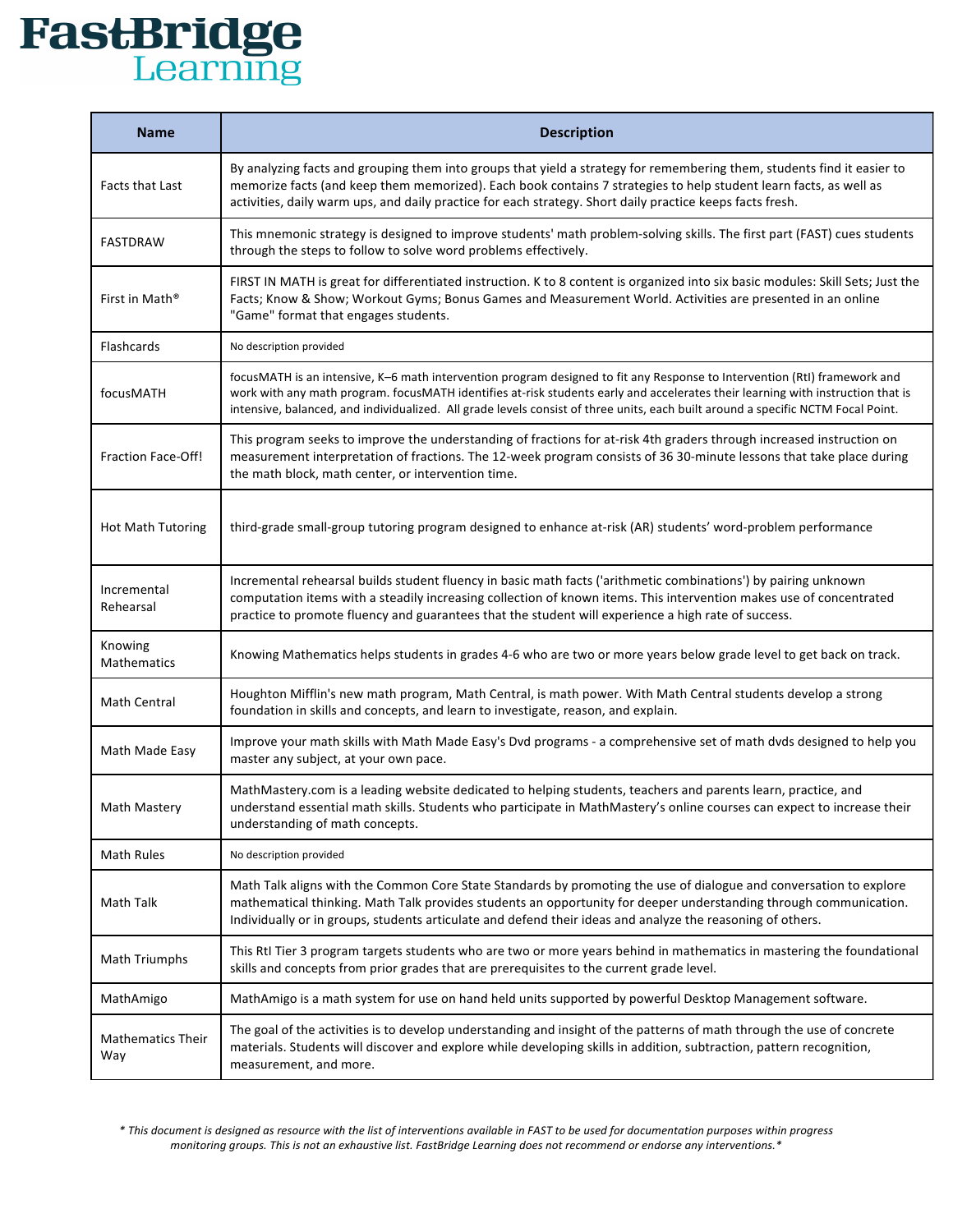| Name | Description |
|---|---|
| Facts that Last | By analyzing facts and grouping them into groups that yield a strategy for remembering them, students find it easier to memorize facts (and keep them memorized). Each book contains 7 strategies to help student learn facts, as well as activities, daily warm ups, and daily practice for each strategy. Short daily practice keeps facts fresh. |
| FASTDRAW | This mnemonic strategy is designed to improve students' math problem-solving skills. The first part (FAST) cues students through the steps to follow to solve word problems effectively. |
| First in Math® | FIRST IN MATH is great for differentiated instruction. K to 8 content is organized into six basic modules: Skill Sets; Just the Facts; Know & Show; Workout Gyms; Bonus Games and Measurement World. Activities are presented in an online "Game" format that engages students. |
| Flashcards | No description provided |
| focusMATH | focusMATH is an intensive, K–6 math intervention program designed to fit any Response to Intervention (RtI) framework and work with any math program. focusMATH identifies at-risk students early and accelerates their learning with instruction that is intensive, balanced, and individualized. All grade levels consist of three units, each built around a specific NCTM Focal Point. |
| Fraction Face-Off! | This program seeks to improve the understanding of fractions for at-risk 4th graders through increased instruction on measurement interpretation of fractions. The 12-week program consists of 36 30-minute lessons that take place during the math block, math center, or intervention time. |
| Hot Math Tutoring | third-grade small-group tutoring program designed to enhance at-risk (AR) students' word-problem performance |
| Incremental Rehearsal | Incremental rehearsal builds student fluency in basic math facts ('arithmetic combinations') by pairing unknown computation items with a steadily increasing collection of known items. This intervention makes use of concentrated practice to promote fluency and guarantees that the student will experience a high rate of success. |
| Knowing Mathematics | Knowing Mathematics helps students in grades 4-6 who are two or more years below grade level to get back on track. |
| Math Central | Houghton Mifflin's new math program, Math Central, is math power. With Math Central students develop a strong foundation in skills and concepts, and learn to investigate, reason, and explain. |
| Math Made Easy | Improve your math skills with Math Made Easy's Dvd programs - a comprehensive set of math dvds designed to help you master any subject, at your own pace. |
| Math Mastery | MathMastery.com is a leading website dedicated to helping students, teachers and parents learn, practice, and understand essential math skills. Students who participate in MathMastery's online courses can expect to increase their understanding of math concepts. |
| Math Rules | No description provided |
| Math Talk | Math Talk aligns with the Common Core State Standards by promoting the use of dialogue and conversation to explore mathematical thinking. Math Talk provides students an opportunity for deeper understanding through communication. Individually or in groups, students articulate and defend their ideas and analyze the reasoning of others. |
| Math Triumphs | This RtI Tier 3 program targets students who are two or more years behind in mathematics in mastering the foundational skills and concepts from prior grades that are prerequisites to the current grade level. |
| MathAmigo | MathAmigo is a math system for use on hand held units supported by powerful Desktop Management software. |
| Mathematics Their Way | The goal of the activities is to develop understanding and insight of the patterns of math through the use of concrete materials. Students will discover and explore while developing skills in addition, subtraction, pattern recognition, measurement, and more. |

*\* This document is designed as resource with the list of interventions available in FAST to be used for documentation purposes within progress monitoring groups. This is not an exhaustive list. FastBridge Learning does not recommend or endorse any interventions.\**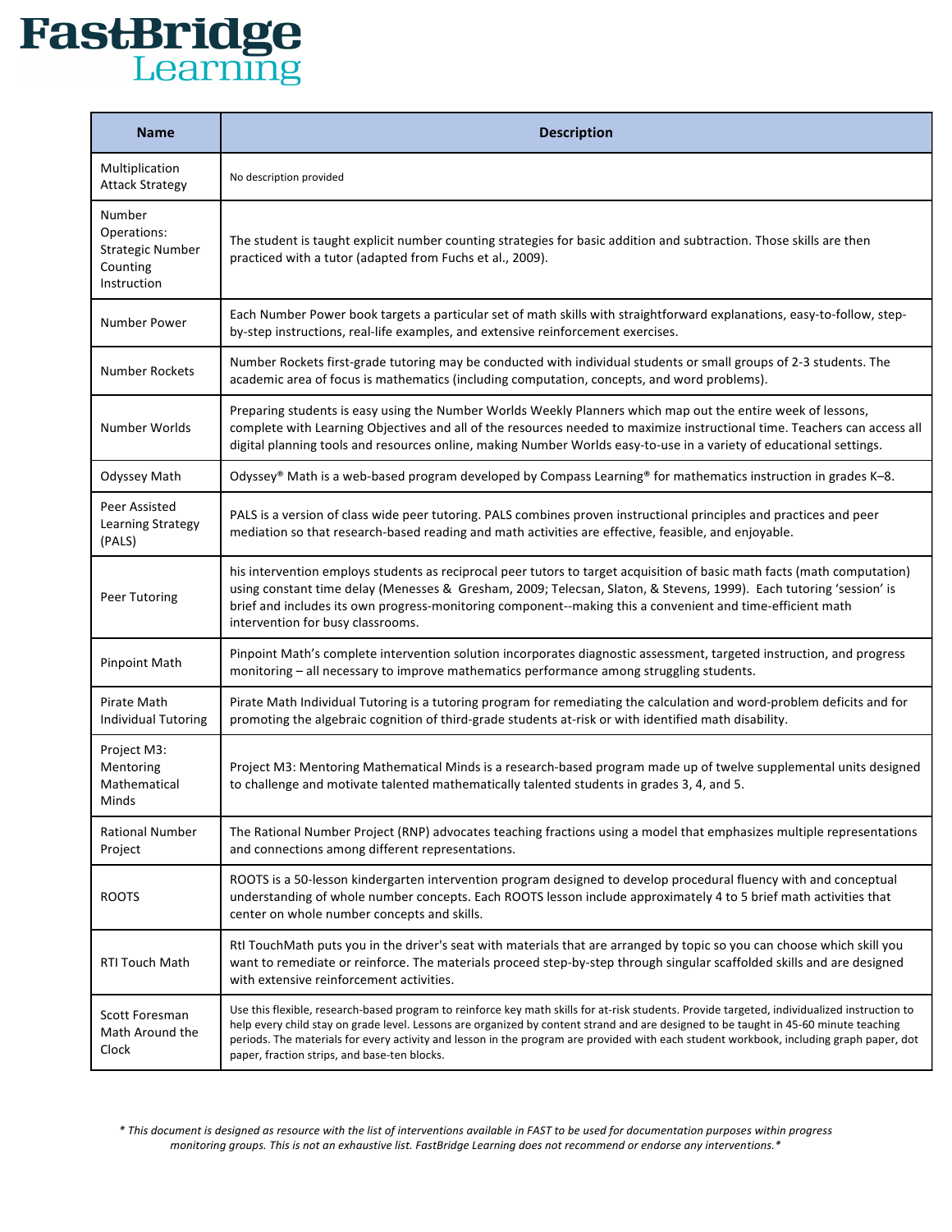| Name | Description |
|---|---|
| Multiplication Attack Strategy | No description provided |
| Number Operations: Strategic Number Counting Instruction | The student is taught explicit number counting strategies for basic addition and subtraction. Those skills are then practiced with a tutor (adapted from Fuchs et al., 2009). |
| Number Power | Each Number Power book targets a particular set of math skills with straightforward explanations, easy-to-follow, step-by-step instructions, real-life examples, and extensive reinforcement exercises. |
| Number Rockets | Number Rockets first-grade tutoring may be conducted with individual students or small groups of 2-3 students. The academic area of focus is mathematics (including computation, concepts, and word problems). |
| Number Worlds | Preparing students is easy using the Number Worlds Weekly Planners which map out the entire week of lessons, complete with Learning Objectives and all of the resources needed to maximize instructional time. Teachers can access all digital planning tools and resources online, making Number Worlds easy-to-use in a variety of educational settings. |
| Odyssey Math | Odyssey® Math is a web-based program developed by Compass Learning® for mathematics instruction in grades K–8. |
| Peer Assisted Learning Strategy (PALS) | PALS is a version of class wide peer tutoring. PALS combines proven instructional principles and practices and peer mediation so that research-based reading and math activities are effective, feasible, and enjoyable. |
| Peer Tutoring | his intervention employs students as reciprocal peer tutors to target acquisition of basic math facts (math computation) using constant time delay (Menesses & Gresham, 2009; Telecsan, Slaton, & Stevens, 1999). Each tutoring 'session' is brief and includes its own progress-monitoring component--making this a convenient and time-efficient math intervention for busy classrooms. |
| Pinpoint Math | Pinpoint Math's complete intervention solution incorporates diagnostic assessment, targeted instruction, and progress monitoring – all necessary to improve mathematics performance among struggling students. |
| Pirate Math Individual Tutoring | Pirate Math Individual Tutoring is a tutoring program for remediating the calculation and word-problem deficits and for promoting the algebraic cognition of third-grade students at-risk or with identified math disability. |
| Project M3: Mentoring Mathematical Minds | Project M3: Mentoring Mathematical Minds is a research-based program made up of twelve supplemental units designed to challenge and motivate talented mathematically talented students in grades 3, 4, and 5. |
| Rational Number Project | The Rational Number Project (RNP) advocates teaching fractions using a model that emphasizes multiple representations and connections among different representations. |
| ROOTS | ROOTS is a 50-lesson kindergarten intervention program designed to develop procedural fluency with and conceptual understanding of whole number concepts. Each ROOTS lesson include approximately 4 to 5 brief math activities that center on whole number concepts and skills. |
| RTI Touch Math | RtI TouchMath puts you in the driver's seat with materials that are arranged by topic so you can choose which skill you want to remediate or reinforce. The materials proceed step-by-step through singular scaffolded skills and are designed with extensive reinforcement activities. |
| Scott Foresman Math Around the Clock | Use this flexible, research-based program to reinforce key math skills for at-risk students. Provide targeted, individualized instruction to help every child stay on grade level. Lessons are organized by content strand and are designed to be taught in 45-60 minute teaching periods. The materials for every activity and lesson in the program are provided with each student workbook, including graph paper, dot paper, fraction strips, and base-ten blocks. |

*\* This document is designed as resource with the list of interventions available in FAST to be used for documentation purposes within progress monitoring groups. This is not an exhaustive list. FastBridge Learning does not recommend or endorse any interventions.\**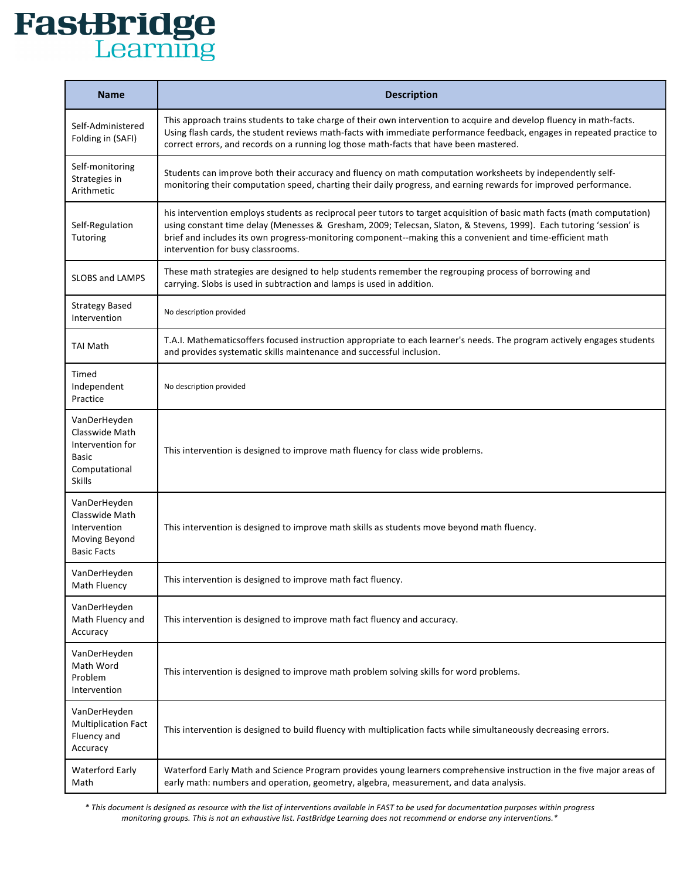| Name | Description |
| --- | --- |
| Self-Administered Folding in (SAFI) | This approach trains students to take charge of their own intervention to acquire and develop fluency in math-facts. Using flash cards, the student reviews math-facts with immediate performance feedback, engages in repeated practice to correct errors, and records on a running log those math-facts that have been mastered. |
| Self-monitoring Strategies in Arithmetic | Students can improve both their accuracy and fluency on math computation worksheets by independently self-monitoring their computation speed, charting their daily progress, and earning rewards for improved performance. |
| Self-Regulation Tutoring | his intervention employs students as reciprocal peer tutors to target acquisition of basic math facts (math computation) using constant time delay (Menesses & Gresham, 2009; Telecsan, Slaton, & Stevens, 1999). Each tutoring 'session' is brief and includes its own progress-monitoring component--making this a convenient and time-efficient math intervention for busy classrooms. |
| SLOBS and LAMPS | These math strategies are designed to help students remember the regrouping process of borrowing and carrying. Slobs is used in subtraction and lamps is used in addition. |
| Strategy Based Intervention | No description provided |
| TAI Math | T.A.I. Mathematicsoffers focused instruction appropriate to each learner's needs. The program actively engages students and provides systematic skills maintenance and successful inclusion. |
| Timed Independent Practice | No description provided |
| VanDerHeyden Classwide Math Intervention for Basic Computational Skills | This intervention is designed to improve math fluency for class wide problems. |
| VanDerHeyden Classwide Math Intervention Moving Beyond Basic Facts | This intervention is designed to improve math skills as students move beyond math fluency. |
| VanDerHeyden Math Fluency | This intervention is designed to improve math fact fluency. |
| VanDerHeyden Math Fluency and Accuracy | This intervention is designed to improve math fact fluency and accuracy. |
| VanDerHeyden Math Word Problem Intervention | This intervention is designed to improve math problem solving skills for word problems. |
| VanDerHeyden Multiplication Fact Fluency and Accuracy | This intervention is designed to build fluency with multiplication facts while simultaneously decreasing errors. |
| Waterford Early Math | Waterford Early Math and Science Program provides young learners comprehensive instruction in the five major areas of early math: numbers and operation, geometry, algebra, measurement, and data analysis. |

*\* This document is designed as resource with the list of interventions available in FAST to be used for documentation purposes within progress monitoring groups. This is not an exhaustive list. FastBridge Learning does not recommend or endorse any interventions.\**